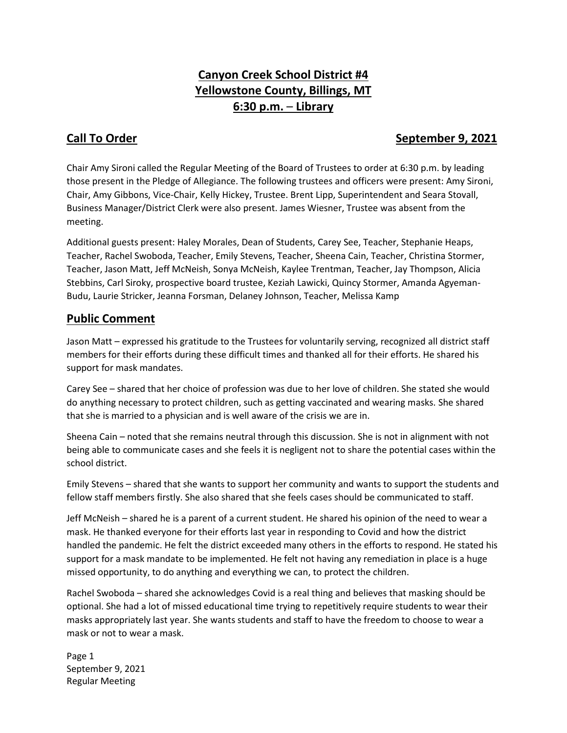# Canyon Creek School District #4
# Yellowstone County, Billings, MT
# 6:30 p.m. – Library

## Call To Order

**September 9, 2021**

Chair Amy Sironi called the Regular Meeting of the Board of Trustees to order at 6:30 p.m. by leading those present in the Pledge of Allegiance. The following trustees and officers were present: Amy Sironi, Chair, Amy Gibbons, Vice-Chair, Kelly Hickey, Trustee. Brent Lipp, Superintendent and Seara Stovall, Business Manager/District Clerk were also present. James Wiesner, Trustee was absent from the meeting.

Additional guests present: Haley Morales, Dean of Students, Carey See, Teacher, Stephanie Heaps, Teacher, Rachel Swoboda, Teacher, Emily Stevens, Teacher, Sheena Cain, Teacher, Christina Stormer, Teacher, Jason Matt, Jeff McNeish, Sonya McNeish, Kaylee Trentman, Teacher, Jay Thompson, Alicia Stebbins, Carl Siroky, prospective board trustee, Keziah Lawicki, Quincy Stormer, Amanda Agyeman-Budu, Laurie Stricker, Jeanna Forsman, Delaney Johnson, Teacher, Melissa Kamp

## Public Comment

Jason Matt – expressed his gratitude to the Trustees for voluntarily serving, recognized all district staff members for their efforts during these difficult times and thanked all for their efforts. He shared his support for mask mandates.

Carey See – shared that her choice of profession was due to her love of children. She stated she would do anything necessary to protect children, such as getting vaccinated and wearing masks. She shared that she is married to a physician and is well aware of the crisis we are in.

Sheena Cain – noted that she remains neutral through this discussion. She is not in alignment with not being able to communicate cases and she feels it is negligent not to share the potential cases within the school district.

Emily Stevens – shared that she wants to support her community and wants to support the students and fellow staff members firstly. She also shared that she feels cases should be communicated to staff.

Jeff McNeish – shared he is a parent of a current student. He shared his opinion of the need to wear a mask. He thanked everyone for their efforts last year in responding to Covid and how the district handled the pandemic. He felt the district exceeded many others in the efforts to respond. He stated his support for a mask mandate to be implemented. He felt not having any remediation in place is a huge missed opportunity, to do anything and everything we can, to protect the children.

Rachel Swoboda – shared she acknowledges Covid is a real thing and believes that masking should be optional. She had a lot of missed educational time trying to repetitively require students to wear their masks appropriately last year. She wants students and staff to have the freedom to choose to wear a mask or not to wear a mask.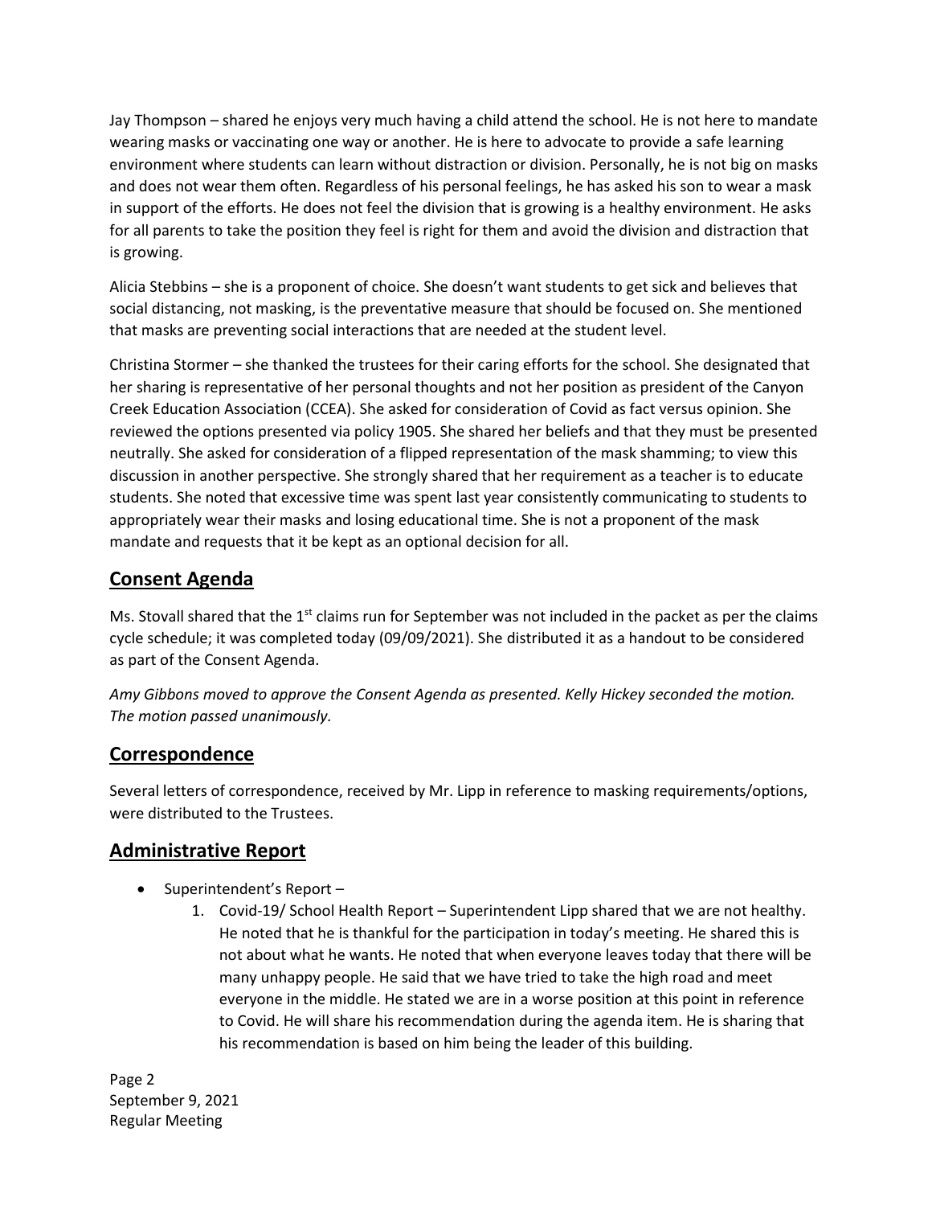Jay Thompson – shared he enjoys very much having a child attend the school. He is not here to mandate wearing masks or vaccinating one way or another. He is here to advocate to provide a safe learning environment where students can learn without distraction or division. Personally, he is not big on masks and does not wear them often. Regardless of his personal feelings, he has asked his son to wear a mask in support of the efforts. He does not feel the division that is growing is a healthy environment. He asks for all parents to take the position they feel is right for them and avoid the division and distraction that is growing.

Alicia Stebbins – she is a proponent of choice. She doesn't want students to get sick and believes that social distancing, not masking, is the preventative measure that should be focused on. She mentioned that masks are preventing social interactions that are needed at the student level.

Christina Stormer – she thanked the trustees for their caring efforts for the school. She designated that her sharing is representative of her personal thoughts and not her position as president of the Canyon Creek Education Association (CCEA). She asked for consideration of Covid as fact versus opinion. She reviewed the options presented via policy 1905. She shared her beliefs and that they must be presented neutrally. She asked for consideration of a flipped representation of the mask shamming; to view this discussion in another perspective. She strongly shared that her requirement as a teacher is to educate students. She noted that excessive time was spent last year consistently communicating to students to appropriately wear their masks and losing educational time. She is not a proponent of the mask mandate and requests that it be kept as an optional decision for all.

## Consent Agenda

Ms. Stovall shared that the 1st claims run for September was not included in the packet as per the claims cycle schedule; it was completed today (09/09/2021). She distributed it as a handout to be considered as part of the Consent Agenda.

*Amy Gibbons moved to approve the Consent Agenda as presented. Kelly Hickey seconded the motion. The motion passed unanimously.*

## Correspondence

Several letters of correspondence, received by Mr. Lipp in reference to masking requirements/options, were distributed to the Trustees.

## Administrative Report

- Superintendent's Report –
    1. Covid-19/ School Health Report – Superintendent Lipp shared that we are not healthy. He noted that he is thankful for the participation in today's meeting. He shared this is not about what he wants. He noted that when everyone leaves today that there will be many unhappy people. He said that we have tried to take the high road and meet everyone in the middle. He stated we are in a worse position at this point in reference to Covid. He will share his recommendation during the agenda item. He is sharing that his recommendation is based on him being the leader of this building.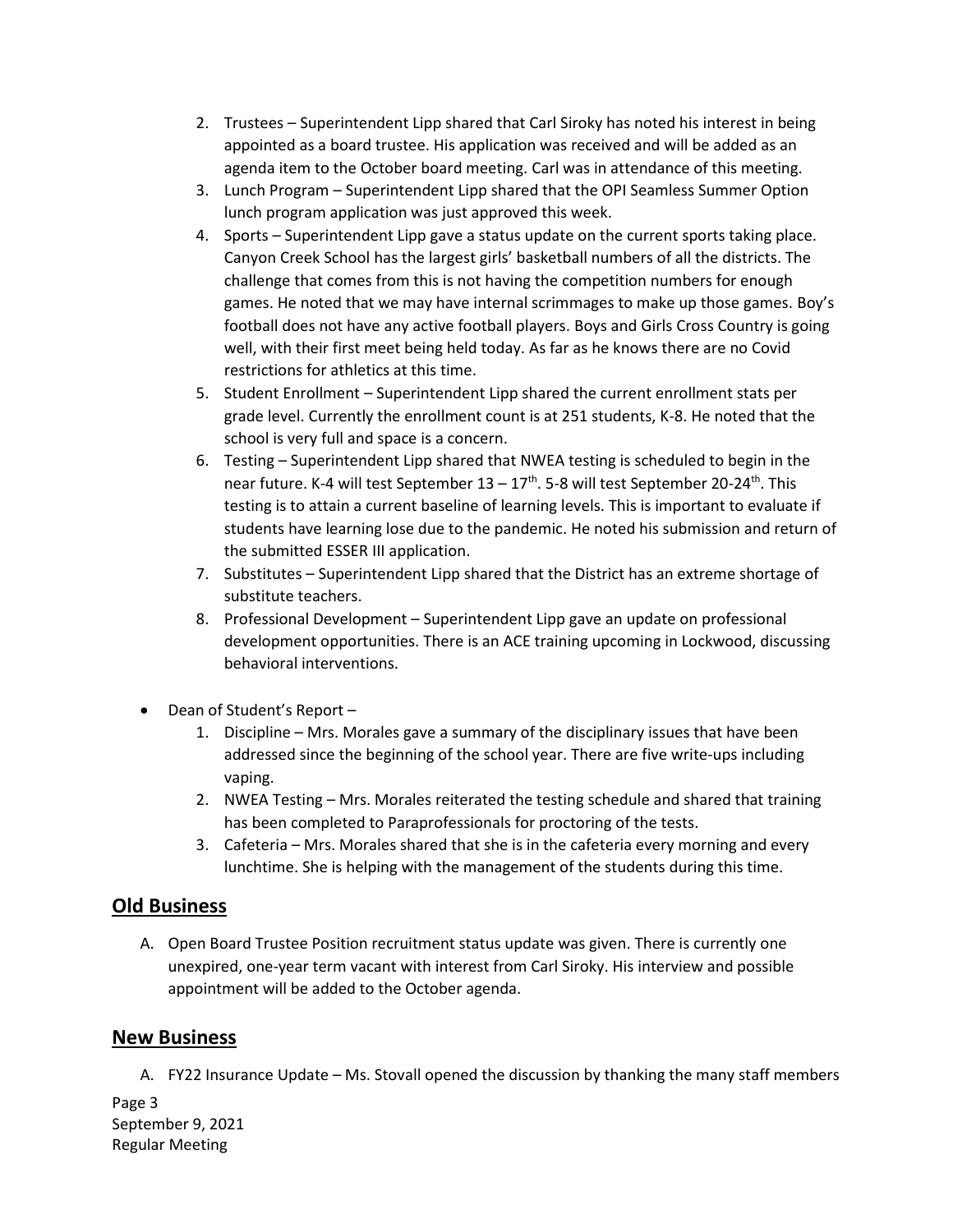2. Trustees – Superintendent Lipp shared that Carl Siroky has noted his interest in being appointed as a board trustee. His application was received and will be added as an agenda item to the October board meeting. Carl was in attendance of this meeting.
3. Lunch Program – Superintendent Lipp shared that the OPI Seamless Summer Option lunch program application was just approved this week.
4. Sports – Superintendent Lipp gave a status update on the current sports taking place. Canyon Creek School has the largest girls' basketball numbers of all the districts. The challenge that comes from this is not having the competition numbers for enough games. He noted that we may have internal scrimmages to make up those games. Boy's football does not have any active football players. Boys and Girls Cross Country is going well, with their first meet being held today. As far as he knows there are no Covid restrictions for athletics at this time.
5. Student Enrollment – Superintendent Lipp shared the current enrollment stats per grade level. Currently the enrollment count is at 251 students, K-8. He noted that the school is very full and space is a concern.
6. Testing – Superintendent Lipp shared that NWEA testing is scheduled to begin in the near future. K-4 will test September 13 – 17th. 5-8 will test September 20-24th. This testing is to attain a current baseline of learning levels. This is important to evaluate if students have learning lose due to the pandemic. He noted his submission and return of the submitted ESSER III application.
7. Substitutes – Superintendent Lipp shared that the District has an extreme shortage of substitute teachers.
8. Professional Development – Superintendent Lipp gave an update on professional development opportunities. There is an ACE training upcoming in Lockwood, discussing behavioral interventions.

- Dean of Student's Report –
  1. Discipline – Mrs. Morales gave a summary of the disciplinary issues that have been addressed since the beginning of the school year. There are five write-ups including vaping.
  2. NWEA Testing – Mrs. Morales reiterated the testing schedule and shared that training has been completed to Paraprofessionals for proctoring of the tests.
  3. Cafeteria – Mrs. Morales shared that she is in the cafeteria every morning and every lunchtime. She is helping with the management of the students during this time.

## Old Business

A. Open Board Trustee Position recruitment status update was given. There is currently one unexpired, one-year term vacant with interest from Carl Siroky. His interview and possible appointment will be added to the October agenda.

## New Business

A. FY22 Insurance Update – Ms. Stovall opened the discussion by thanking the many staff members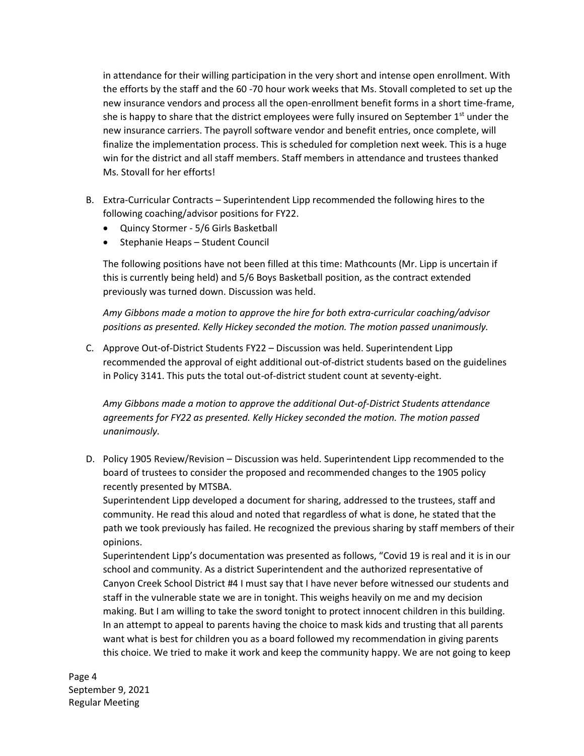in attendance for their willing participation in the very short and intense open enrollment. With the efforts by the staff and the 60 -70 hour work weeks that Ms. Stovall completed to set up the new insurance vendors and process all the open-enrollment benefit forms in a short time-frame, she is happy to share that the district employees were fully insured on September 1st under the new insurance carriers. The payroll software vendor and benefit entries, once complete, will finalize the implementation process. This is scheduled for completion next week. This is a huge win for the district and all staff members. Staff members in attendance and trustees thanked Ms. Stovall for her efforts!

B. Extra-Curricular Contracts – Superintendent Lipp recommended the following hires to the following coaching/advisor positions for FY22.
   - Quincy Stormer - 5/6 Girls Basketball
   - Stephanie Heaps – Student Council

   The following positions have not been filled at this time: Mathcounts (Mr. Lipp is uncertain if this is currently being held) and 5/6 Boys Basketball position, as the contract extended previously was turned down. Discussion was held.

   *Amy Gibbons made a motion to approve the hire for both extra-curricular coaching/advisor positions as presented. Kelly Hickey seconded the motion. The motion passed unanimously.*

C. Approve Out-of-District Students FY22 – Discussion was held. Superintendent Lipp recommended the approval of eight additional out-of-district students based on the guidelines in Policy 3141. This puts the total out-of-district student count at seventy-eight.

   *Amy Gibbons made a motion to approve the additional Out-of-District Students attendance agreements for FY22 as presented. Kelly Hickey seconded the motion. The motion passed unanimously.*

D. Policy 1905 Review/Revision – Discussion was held. Superintendent Lipp recommended to the board of trustees to consider the proposed and recommended changes to the 1905 policy recently presented by MTSBA.
   Superintendent Lipp developed a document for sharing, addressed to the trustees, staff and community. He read this aloud and noted that regardless of what is done, he stated that the path we took previously has failed. He recognized the previous sharing by staff members of their opinions.
   Superintendent Lipp's documentation was presented as follows, "Covid 19 is real and it is in our school and community. As a district Superintendent and the authorized representative of Canyon Creek School District #4 I must say that I have never before witnessed our students and staff in the vulnerable state we are in tonight. This weighs heavily on me and my decision making. But I am willing to take the sword tonight to protect innocent children in this building. In an attempt to appeal to parents having the choice to mask kids and trusting that all parents want what is best for children you as a board followed my recommendation in giving parents this choice. We tried to make it work and keep the community happy. We are not going to keep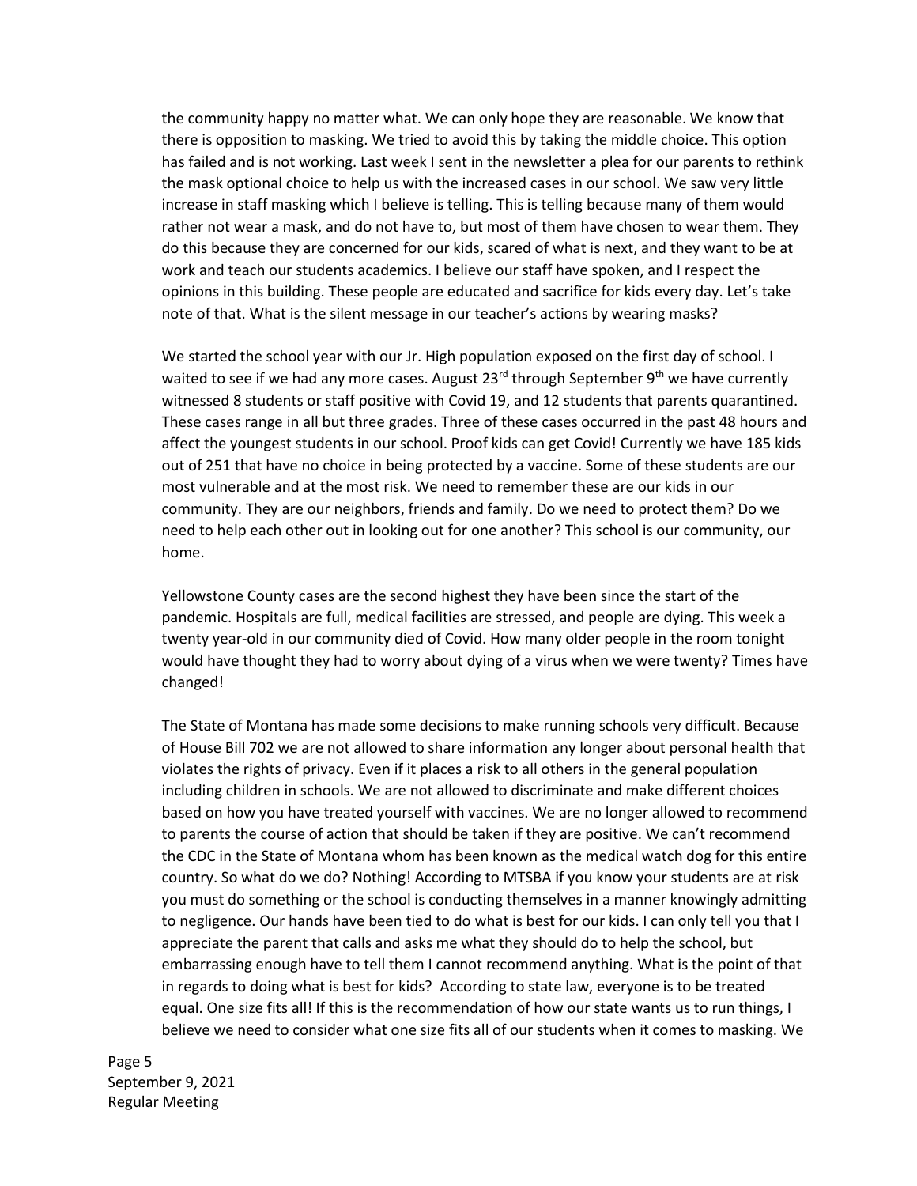the community happy no matter what. We can only hope they are reasonable. We know that there is opposition to masking. We tried to avoid this by taking the middle choice. This option has failed and is not working. Last week I sent in the newsletter a plea for our parents to rethink the mask optional choice to help us with the increased cases in our school. We saw very little increase in staff masking which I believe is telling. This is telling because many of them would rather not wear a mask, and do not have to, but most of them have chosen to wear them. They do this because they are concerned for our kids, scared of what is next, and they want to be at work and teach our students academics. I believe our staff have spoken, and I respect the opinions in this building. These people are educated and sacrifice for kids every day. Let's take note of that. What is the silent message in our teacher's actions by wearing masks?

We started the school year with our Jr. High population exposed on the first day of school. I waited to see if we had any more cases. August 23rd through September 9th we have currently witnessed 8 students or staff positive with Covid 19, and 12 students that parents quarantined. These cases range in all but three grades. Three of these cases occurred in the past 48 hours and affect the youngest students in our school. Proof kids can get Covid! Currently we have 185 kids out of 251 that have no choice in being protected by a vaccine. Some of these students are our most vulnerable and at the most risk. We need to remember these are our kids in our community. They are our neighbors, friends and family. Do we need to protect them? Do we need to help each other out in looking out for one another? This school is our community, our home.

Yellowstone County cases are the second highest they have been since the start of the pandemic. Hospitals are full, medical facilities are stressed, and people are dying. This week a twenty year-old in our community died of Covid. How many older people in the room tonight would have thought they had to worry about dying of a virus when we were twenty? Times have changed!

The State of Montana has made some decisions to make running schools very difficult. Because of House Bill 702 we are not allowed to share information any longer about personal health that violates the rights of privacy. Even if it places a risk to all others in the general population including children in schools. We are not allowed to discriminate and make different choices based on how you have treated yourself with vaccines. We are no longer allowed to recommend to parents the course of action that should be taken if they are positive. We can't recommend the CDC in the State of Montana whom has been known as the medical watch dog for this entire country. So what do we do? Nothing! According to MTSBA if you know your students are at risk you must do something or the school is conducting themselves in a manner knowingly admitting to negligence. Our hands have been tied to do what is best for our kids. I can only tell you that I appreciate the parent that calls and asks me what they should do to help the school, but embarrassing enough have to tell them I cannot recommend anything. What is the point of that in regards to doing what is best for kids? According to state law, everyone is to be treated equal. One size fits all! If this is the recommendation of how our state wants us to run things, I believe we need to consider what one size fits all of our students when it comes to masking. We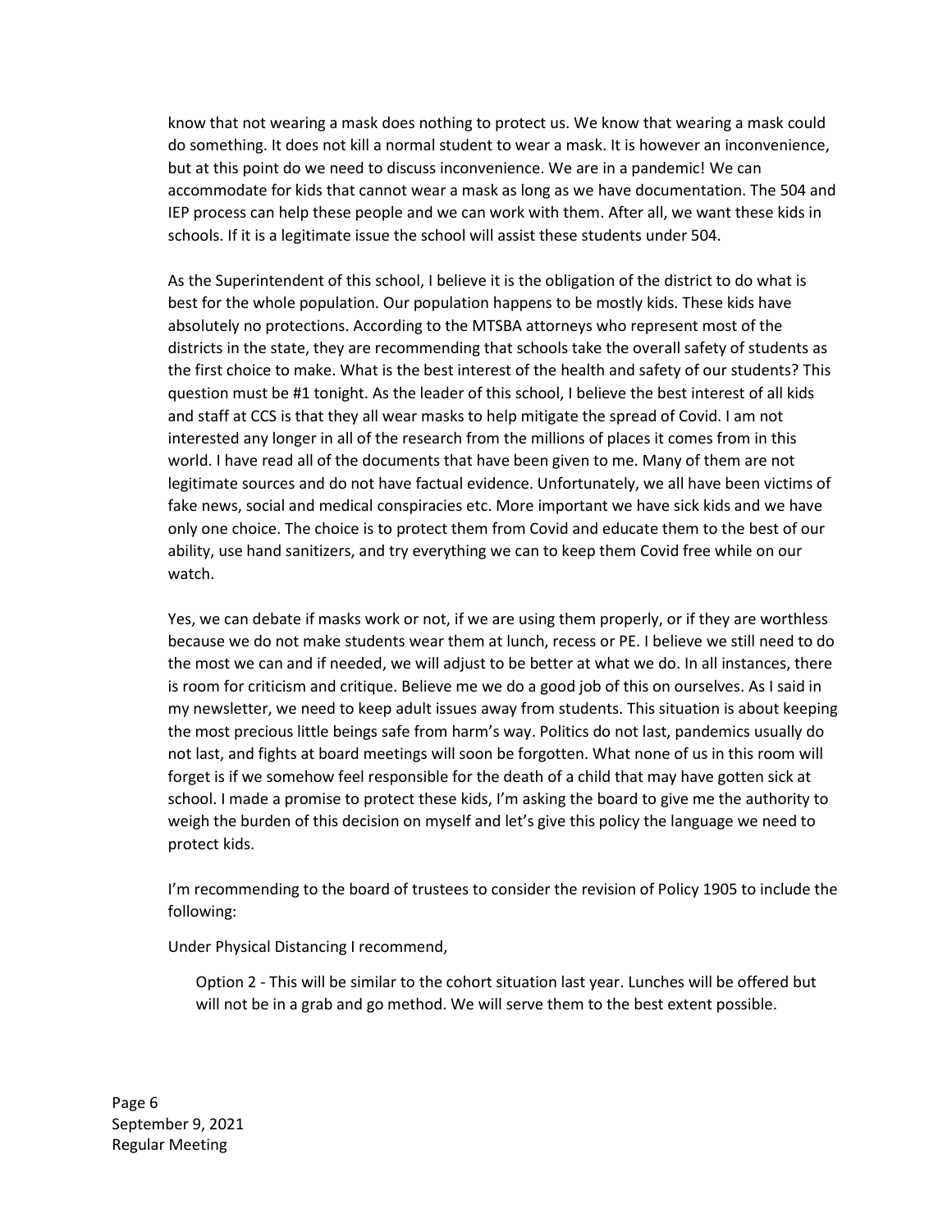know that not wearing a mask does nothing to protect us. We know that wearing a mask could do something. It does not kill a normal student to wear a mask. It is however an inconvenience, but at this point do we need to discuss inconvenience. We are in a pandemic! We can accommodate for kids that cannot wear a mask as long as we have documentation. The 504 and IEP process can help these people and we can work with them. After all, we want these kids in schools. If it is a legitimate issue the school will assist these students under 504.

As the Superintendent of this school, I believe it is the obligation of the district to do what is best for the whole population. Our population happens to be mostly kids. These kids have absolutely no protections. According to the MTSBA attorneys who represent most of the districts in the state, they are recommending that schools take the overall safety of students as the first choice to make. What is the best interest of the health and safety of our students? This question must be #1 tonight. As the leader of this school, I believe the best interest of all kids and staff at CCS is that they all wear masks to help mitigate the spread of Covid. I am not interested any longer in all of the research from the millions of places it comes from in this world. I have read all of the documents that have been given to me. Many of them are not legitimate sources and do not have factual evidence. Unfortunately, we all have been victims of fake news, social and medical conspiracies etc. More important we have sick kids and we have only one choice. The choice is to protect them from Covid and educate them to the best of our ability, use hand sanitizers, and try everything we can to keep them Covid free while on our watch.

Yes, we can debate if masks work or not, if we are using them properly, or if they are worthless because we do not make students wear them at lunch, recess or PE. I believe we still need to do the most we can and if needed, we will adjust to be better at what we do. In all instances, there is room for criticism and critique. Believe me we do a good job of this on ourselves. As I said in my newsletter, we need to keep adult issues away from students. This situation is about keeping the most precious little beings safe from harm's way. Politics do not last, pandemics usually do not last, and fights at board meetings will soon be forgotten. What none of us in this room will forget is if we somehow feel responsible for the death of a child that may have gotten sick at school. I made a promise to protect these kids, I'm asking the board to give me the authority to weigh the burden of this decision on myself and let's give this policy the language we need to protect kids.

I'm recommending to the board of trustees to consider the revision of Policy 1905 to include the following:

Under Physical Distancing I recommend,

> Option 2 - This will be similar to the cohort situation last year. Lunches will be offered but will not be in a grab and go method. We will serve them to the best extent possible.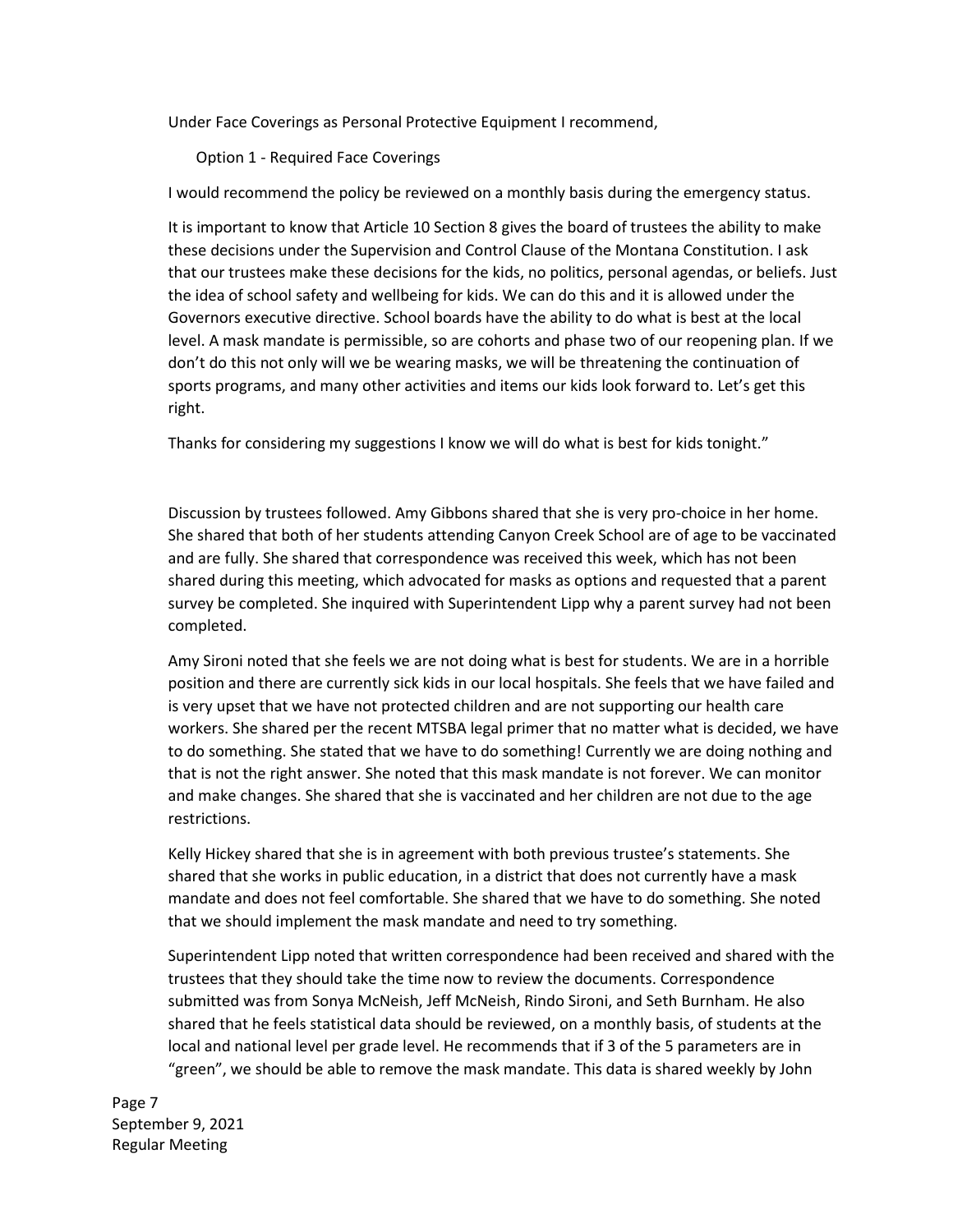Under Face Coverings as Personal Protective Equipment I recommend,

Option 1 - Required Face Coverings

I would recommend the policy be reviewed on a monthly basis during the emergency status.

It is important to know that Article 10 Section 8 gives the board of trustees the ability to make these decisions under the Supervision and Control Clause of the Montana Constitution. I ask that our trustees make these decisions for the kids, no politics, personal agendas, or beliefs. Just the idea of school safety and wellbeing for kids. We can do this and it is allowed under the Governors executive directive. School boards have the ability to do what is best at the local level. A mask mandate is permissible, so are cohorts and phase two of our reopening plan. If we don't do this not only will we be wearing masks, we will be threatening the continuation of sports programs, and many other activities and items our kids look forward to. Let's get this right.

Thanks for considering my suggestions I know we will do what is best for kids tonight."

Discussion by trustees followed. Amy Gibbons shared that she is very pro-choice in her home. She shared that both of her students attending Canyon Creek School are of age to be vaccinated and are fully. She shared that correspondence was received this week, which has not been shared during this meeting, which advocated for masks as options and requested that a parent survey be completed. She inquired with Superintendent Lipp why a parent survey had not been completed.

Amy Sironi noted that she feels we are not doing what is best for students. We are in a horrible position and there are currently sick kids in our local hospitals. She feels that we have failed and is very upset that we have not protected children and are not supporting our health care workers. She shared per the recent MTSBA legal primer that no matter what is decided, we have to do something. She stated that we have to do something! Currently we are doing nothing and that is not the right answer. She noted that this mask mandate is not forever. We can monitor and make changes. She shared that she is vaccinated and her children are not due to the age restrictions.

Kelly Hickey shared that she is in agreement with both previous trustee's statements. She shared that she works in public education, in a district that does not currently have a mask mandate and does not feel comfortable. She shared that we have to do something. She noted that we should implement the mask mandate and need to try something.

Superintendent Lipp noted that written correspondence had been received and shared with the trustees that they should take the time now to review the documents. Correspondence submitted was from Sonya McNeish, Jeff McNeish, Rindo Sironi, and Seth Burnham. He also shared that he feels statistical data should be reviewed, on a monthly basis, of students at the local and national level per grade level. He recommends that if 3 of the 5 parameters are in "green", we should be able to remove the mask mandate. This data is shared weekly by John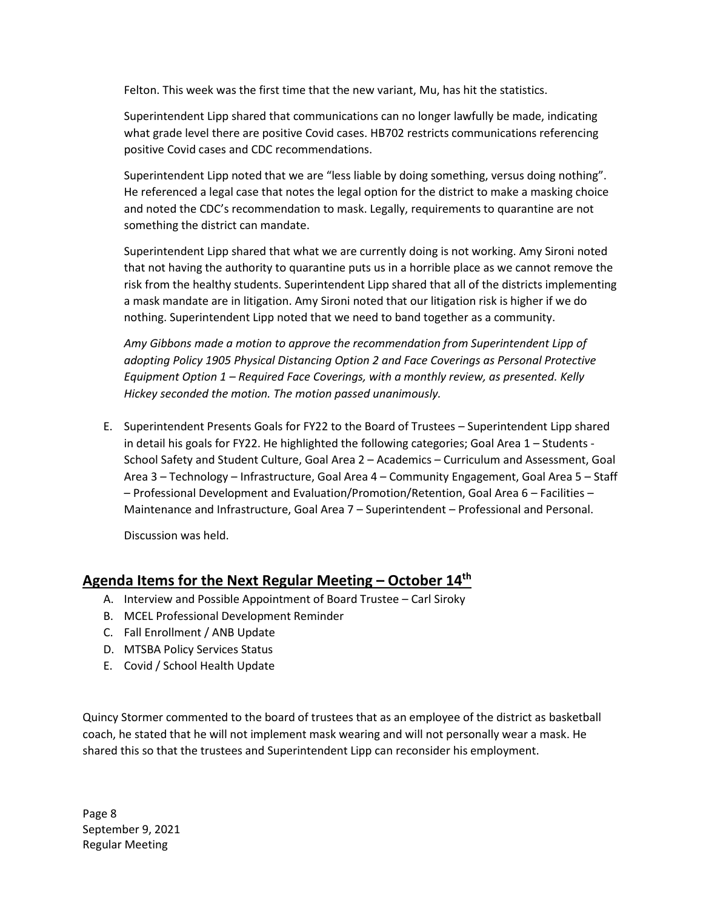Felton. This week was the first time that the new variant, Mu, has hit the statistics.

Superintendent Lipp shared that communications can no longer lawfully be made, indicating what grade level there are positive Covid cases. HB702 restricts communications referencing positive Covid cases and CDC recommendations.

Superintendent Lipp noted that we are "less liable by doing something, versus doing nothing". He referenced a legal case that notes the legal option for the district to make a masking choice and noted the CDC's recommendation to mask. Legally, requirements to quarantine are not something the district can mandate.

Superintendent Lipp shared that what we are currently doing is not working. Amy Sironi noted that not having the authority to quarantine puts us in a horrible place as we cannot remove the risk from the healthy students. Superintendent Lipp shared that all of the districts implementing a mask mandate are in litigation. Amy Sironi noted that our litigation risk is higher if we do nothing. Superintendent Lipp noted that we need to band together as a community.

*Amy Gibbons made a motion to approve the recommendation from Superintendent Lipp of adopting Policy 1905 Physical Distancing Option 2 and Face Coverings as Personal Protective Equipment Option 1 – Required Face Coverings, with a monthly review, as presented. Kelly Hickey seconded the motion. The motion passed unanimously.*

E. Superintendent Presents Goals for FY22 to the Board of Trustees – Superintendent Lipp shared in detail his goals for FY22. He highlighted the following categories; Goal Area 1 – Students - School Safety and Student Culture, Goal Area 2 – Academics – Curriculum and Assessment, Goal Area 3 – Technology – Infrastructure, Goal Area 4 – Community Engagement, Goal Area 5 – Staff – Professional Development and Evaluation/Promotion/Retention, Goal Area 6 – Facilities – Maintenance and Infrastructure, Goal Area 7 – Superintendent – Professional and Personal.

   Discussion was held.

## Agenda Items for the Next Regular Meeting – October 14th

A. Interview and Possible Appointment of Board Trustee – Carl Siroky
B. MCEL Professional Development Reminder
C. Fall Enrollment / ANB Update
D. MTSBA Policy Services Status
E. Covid / School Health Update

Quincy Stormer commented to the board of trustees that as an employee of the district as basketball coach, he stated that he will not implement mask wearing and will not personally wear a mask. He shared this so that the trustees and Superintendent Lipp can reconsider his employment.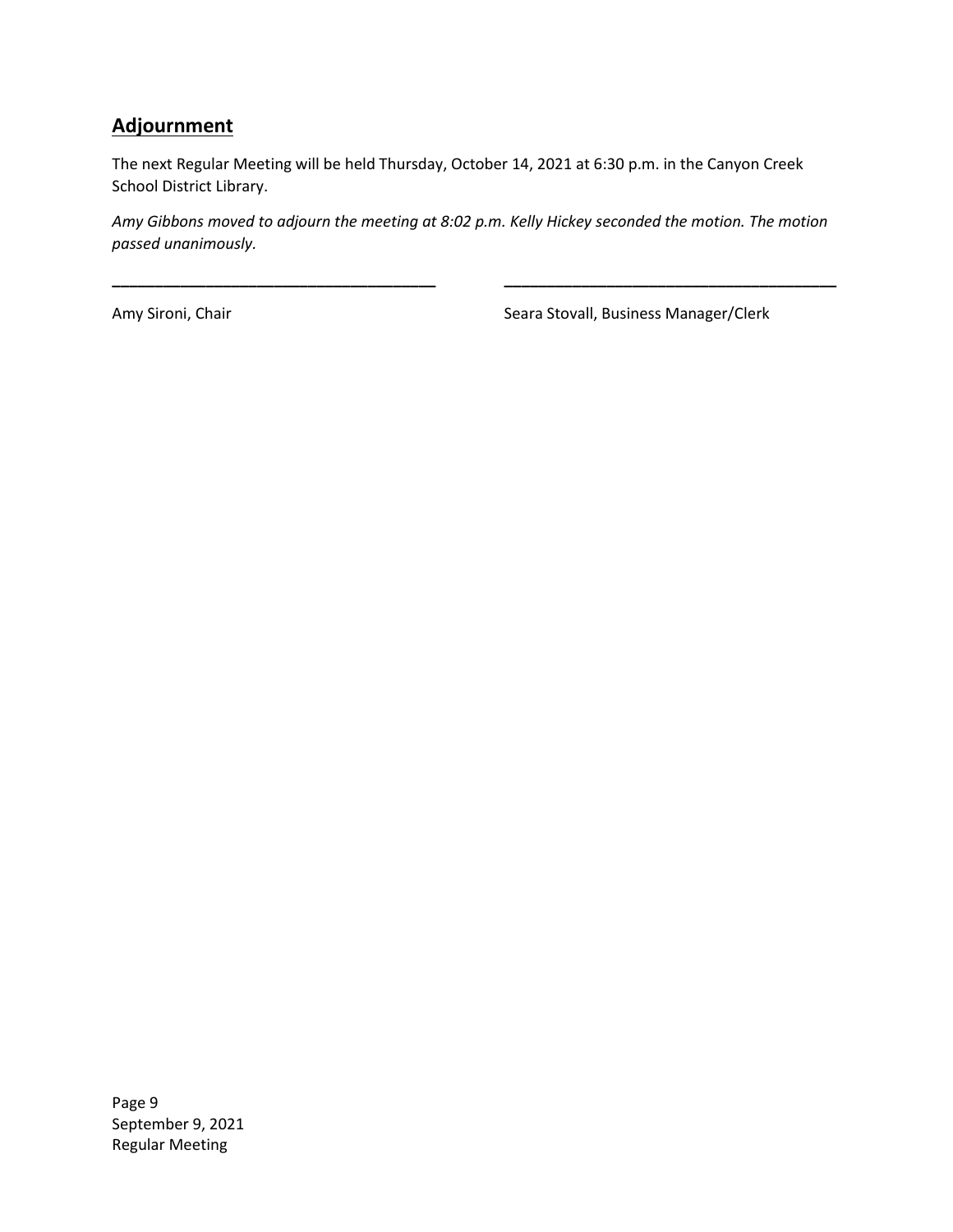## **Adjournment**

The next Regular Meeting will be held Thursday, October 14, 2021 at 6:30 p.m. in the Canyon Creek School District Library.

*Amy Gibbons moved to adjourn the meeting at 8:02 p.m. Kelly Hickey seconded the motion. The motion passed unanimously.*

\_\_\_\_\_\_\_\_\_\_\_\_\_\_\_\_\_\_\_\_\_\_\_\_\_\_\_\_\_\_\_\_\_\_\_\_ \_\_\_\_\_\_\_\_\_\_\_\_\_\_\_\_\_\_\_\_\_\_\_\_\_\_\_\_\_\_\_\_\_\_\_\_

Amy Sironi, Chair Seara Stovall, Business Manager/Clerk

September 9, 2021
Regular Meeting